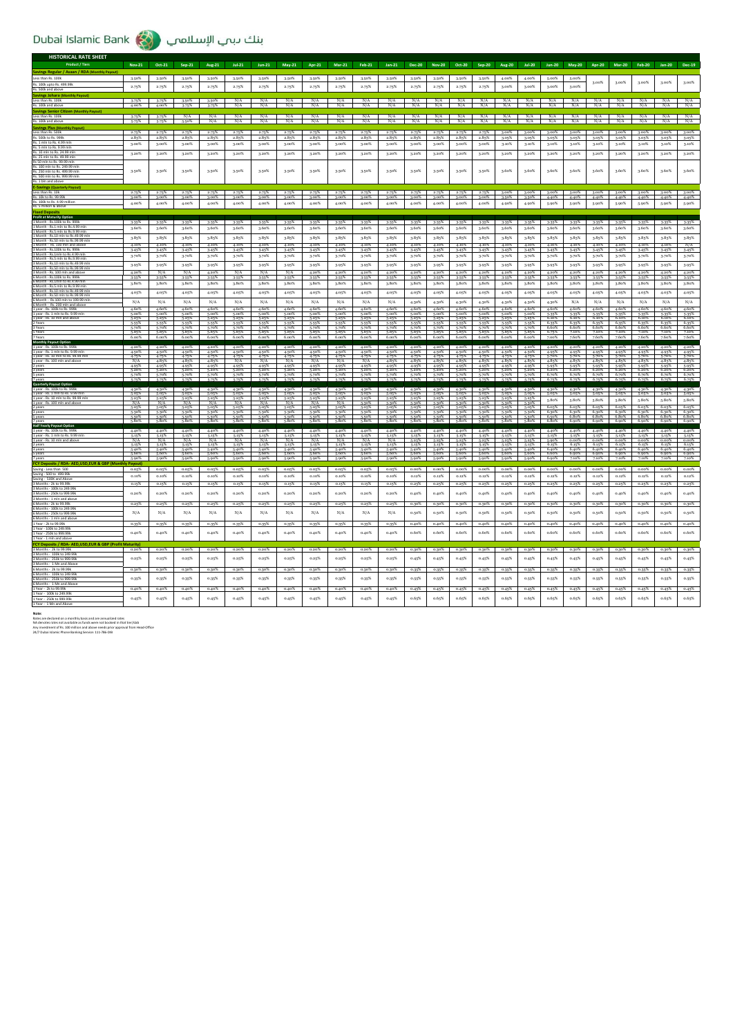# Dubai Islamic Bank بنك دبي الإسلامي

## HISTORICAL RATE SHEET

| Product / Tiers | Nov-21 | Oct-21 | Sep-21 | Aug-21 | Jul-21 | Jun-21 | May-21 | Apr-21 | Mar-21 | Feb-21 | Jan-21 | Dec-20 | Nov-20 | Oct-20 | Sep-20 | Aug-20 | Jul-20 | Jun-20 | May-20 | Apr-20 | Mar-20 | Feb-20 | Jan-20 | Dec-19 |
|---|---|---|---|---|---|---|---|---|---|---|---|---|---|---|---|---|---|---|---|---|---|---|---|---|
| **Savings Regular / Asaan / RDA (Monthly Payout)** | | | | | | | | | | | | | | | | | | | | | | | | |
| Less than Rs. 100k | 3.50% | 3.50% | 3.50% | 3.50% | 3.50% | 3.50% | 3.50% | 3.50% | 3.50% | 3.50% | 3.50% | 3.50% | 3.50% | 3.50% | 3.50% | 4.00% | 4.00% | 5.00% | 5.00% | 3.00% | 3.00% | 3.00% | 3.00% | 3.00% |
| Rs. 100k upto Rs. 499.99k / Rs. 500k and above | 2.75% | 2.75% | 2.75% | 2.75% | 2.75% | 2.75% | 2.75% | 2.75% | 2.75% | 2.75% | 2.75% | 2.75% | 2.75% | 2.75% | 2.75% | 3.00% | 3.00% | 3.00% | 3.00% | | | | | |
| **Savings Johara (Monthly Payout)** | | | | | | | | | | | | | | | | | | | | | | | | |
| Less than Rs. 100k | 3.75% | 3.75% | 3.50% | 3.50% | N/A | N/A | N/A | N/A | N/A | N/A | N/A | N/A | N/A | N/A | N/A | N/A | N/A | N/A | N/A | N/A | N/A | N/A | N/A | N/A |
| Rs. 100k and above | 4.00% | 4.00% | 3.75% | 3.75% | N/A | N/A | N/A | N/A | N/A | N/A | N/A | N/A | N/A | N/A | N/A | N/A | N/A | N/A | N/A | N/A | N/A | N/A | N/A | N/A |
| **Savings Senior Citizen (Monthly Payout)** | | | | | | | | | | | | | | | | | | | | | | | | |
| Less than Rs. 100k | 3.75% | 3.75% | N/A | N/A | N/A | N/A | N/A | N/A | N/A | N/A | N/A | N/A | N/A | N/A | N/A | N/A | N/A | N/A | N/A | N/A | N/A | N/A | N/A | N/A |
| Rs. 100k and above | 5.75% | 5.75% | 5.50% | N/A | N/A | N/A | N/A | N/A | N/A | N/A | N/A | N/A | N/A | N/A | N/A | N/A | N/A | N/A | N/A | N/A | N/A | N/A | N/A | N/A |
| **Savings Plus (Monthly Payout)** | | | | | | | | | | | | | | | | | | | | | | | | |
| Less than Rs. 500k | 2.75% | 2.75% | 2.75% | 2.75% | 2.75% | 2.75% | 2.75% | 2.75% | 2.75% | 2.75% | 2.75% | 2.75% | 2.75% | 2.75% | 2.75% | 3.00% | 3.00% | 3.00% | 3.00% | 3.00% | 3.00% | 3.00% | 3.00% | 3.00% |
| Rs. 500k to Rs. 999k | 2.85% | 2.85% | 2.85% | 2.85% | 2.85% | 2.85% | 2.85% | 2.85% | 2.85% | 2.85% | 2.85% | 2.85% | 2.85% | 2.85% | 2.85% | 3.05% | 3.05% | 3.05% | 3.05% | 3.05% | 3.05% | 3.05% | 3.05% | 3.05% |
| Rs. 1 mln to Rs. 4.99 mln | 3.00% | 3.00% | 3.00% | 3.00% | 3.00% | 3.00% | 3.00% | 3.00% | 3.00% | 3.00% | 3.00% | 3.00% | 3.00% | 3.00% | 3.00% | 3.10% | 3.10% | 3.10% | 3.10% | 3.10% | 3.10% | 3.10% | 3.10% | 3.10% |
| Rs. 5 mln to Rs. 9.99 mln / Rs. 10 mln to Rs. 24.99 mln / Rs. 25 mln to Rs. 49.99 mln | 3.20% | 3.20% | 3.20% | 3.20% | 3.20% | 3.20% | 3.20% | 3.20% | 3.20% | 3.20% | 3.20% | 3.20% | 3.20% | 3.20% | 3.20% | 3.20% | 3.20% | 3.20% | 3.20% | 3.20% | 3.20% | 3.20% | 3.20% | 3.20% |
| Rs. 50 mln to Rs. 99.99 mln / Rs. 100 mln to Rs. 249.99 mln / Rs. 250 mln to Rs. 499.99 mln / Rs. 500 mln to Rs. 999.99 mln / Rs. 1 bln and above | 3.50% | 3.50% | 3.50% | 3.50% | 3.50% | 3.50% | 3.50% | 3.50% | 3.50% | 3.50% | 3.50% | 3.50% | 3.50% | 3.50% | 3.50% | 3.60% | 3.60% | 3.60% | 3.60% | 3.60% | 3.60% | 3.60% | 3.60% | 3.60% |
| **E-Savings (Quarterly Payout)** | | | | | | | | | | | | | | | | | | | | | | | | |
| Less than Rs. 10k | 2.75% | 2.75% | 2.75% | 2.75% | 2.75% | 2.75% | 2.75% | 2.75% | 2.75% | 2.75% | 2.75% | 2.75% | 2.75% | 2.75% | 2.75% | 3.00% | 3.00% | 3.00% | 3.00% | 3.00% | 3.00% | 3.00% | 3.00% | 3.00% |
| Rs. 10k to Rs. 99.99k | 3.00% | 3.00% | 3.00% | 3.00% | 3.00% | 3.00% | 3.00% | 3.00% | 3.00% | 3.00% | 3.00% | 3.00% | 3.00% | 3.00% | 3.00% | 3.50% | 3.50% | 4.40% | 4.40% | 4.40% | 4.40% | 4.40% | 4.40% | 4.40% |
| Rs. 100k to Rs. 4.99 million / Rs. 5 million & above | 4.00% | 4.00% | 4.00% | 4.00% | 4.00% | 4.00% | 4.00% | 4.00% | 4.00% | 4.00% | 4.00% | 4.00% | 4.00% | 4.00% | 4.00% | 4.90% | 4.90% | 5.90% | 5.90% | 5.90% | 5.90% | 5.90% | 5.90% | 5.90% |
| **Fixed Deposits** | | | | | | | | | | | | | | | | | | | | | | | | |
| **Profit at Maturity Option** | | | | | | | | | | | | | | | | | | | | | | | | |
| 1 Month - Rs.100k to Rs. 999k | 3.35% | 3.35% | 3.35% | 3.35% | 3.35% | 3.35% | 3.35% | 3.35% | 3.35% | 3.35% | 3.35% | 3.35% | 3.35% | 3.35% | 3.35% | 3.35% | 3.35% | 3.35% | 3.35% | 3.35% | 3.35% | 3.35% | 3.35% | 3.35% |
| 1 Month - Rs.1 mln to Rs.4.99 mln | 3.60% | 3.60% | 3.60% | 3.60% | 3.60% | 3.60% | 3.60% | 3.60% | 3.60% | 3.60% | 3.60% | 3.60% | 3.60% | 3.60% | 3.60% | 3.60% | 3.60% | 3.60% | 3.60% | 3.60% | 3.60% | 3.60% | 3.60% | 3.60% |
| 1 Month - Rs.5 mln to Rs.9.99 mln / Rs.10 mln to Rs.49.99 mln / Rs.50 mln to Rs.99.99 mln | 3.85% | 3.85% | 3.85% | 3.85% | 3.85% | 3.85% | 3.85% | 3.85% | 3.85% | 3.85% | 3.85% | 3.85% | 3.85% | 3.85% | 3.85% | 3.85% | 3.85% | 3.85% | 3.85% | 3.85% | 3.85% | 3.85% | 3.85% | 3.85% |
| 1 Month - Rs. 100 mln and above | 4.10% | 4.10% | 4.10% | 4.10% | 4.10% | 4.10% | 4.10% | 4.10% | 4.10% | 4.10% | 4.10% | 4.10% | 4.10% | 4.10% | 4.10% | 4.10% | 4.10% | 4.10% | 4.10% | 4.10% | 4.10% | 4.10% | 4.10% | N/A |
| 3 Month - Rs.100k to Rs. 999k | 3.45% | 3.45% | 3.45% | 3.45% | 3.45% | 3.45% | 3.45% | 3.45% | 3.45% | 3.45% | 3.45% | 3.45% | 3.45% | 3.45% | 3.45% | 3.45% | 3.45% | 3.45% | 3.45% | 3.45% | 3.45% | 3.45% | 3.45% | 3.45% |
| 3 Month - Rs.1mln to Rs.4.99 mln / Rs.5 mln to Rs.9.99 mln | 3.70% | 3.70% | 3.70% | 3.70% | 3.70% | 3.70% | 3.70% | 3.70% | 3.70% | 3.70% | 3.70% | 3.70% | 3.70% | 3.70% | 3.70% | 3.70% | 3.70% | 3.70% | 3.70% | 3.70% | 3.70% | 3.70% | 3.70% | 3.70% |
| 3 Month - Rs.10 mln to Rs.49.99 mln / Rs.50 mln to Rs.99.99 mln | 3.95% | 3.95% | 3.95% | 3.95% | 3.95% | 3.95% | 3.95% | 3.95% | 3.95% | 3.95% | 3.95% | 3.95% | 3.95% | 3.95% | 3.95% | 3.95% | 3.95% | 3.95% | 3.95% | 3.95% | 3.95% | 3.95% | 3.95% | 3.95% |
| 3 Month - Rs. 100 mln and above | 4.20% | N/A | N/A | 4.20% | 4.20% | N/A | N/A | 4.20% | 4.20% | 4.20% | 4.20% | 4.20% | 4.20% | 4.20% | 4.20% | 4.20% | 4.20% | 4.20% | 4.20% | 4.20% | 4.20% | 4.20% | 4.20% | 4.20% |
| 6 Month - Rs.100k to Rs. 999k | 3.55% | 3.55% | 3.55% | 3.55% | 3.55% | 3.55% | 3.55% | 3.55% | 3.55% | 3.55% | 3.55% | 3.55% | 3.55% | 3.55% | 3.55% | 3.55% | 3.55% | 3.55% | 3.55% | 3.55% | 3.55% | 3.55% | 3.55% | 3.55% |
| 6 Month - Rs.1mln to Rs.4.99 mln / Rs.5 mln to Rs.9.99 mln | 3.80% | 3.80% | 3.80% | 3.80% | 3.80% | 3.80% | 3.80% | 3.80% | 3.80% | 3.80% | 3.80% | 3.80% | 3.80% | 3.80% | 3.80% | 3.80% | 3.80% | 3.80% | 3.80% | 3.80% | 3.80% | 3.80% | 3.80% | 3.80% |
| 6 Month - Rs.10 mln to Rs.49.99 mln / Rs.50 mln to Rs.99.99 mln | 4.05% | 4.05% | 4.05% | 4.05% | 4.05% | 4.05% | 4.05% | 4.05% | 4.05% | 4.05% | 4.05% | 4.05% | 4.05% | 4.05% | 4.05% | 4.05% | 4.05% | 4.05% | 4.05% | 4.05% | 4.05% | 4.05% | 4.05% | 4.05% |
| 6 Month - Rs. 100 mln to Rs 249.99 mln / Rs. 250 mln and above | N/A | N/A | N/A | N/A | N/A | N/A | N/A | N/A | N/A | N/A | N/A | 4.30% | 4.30% | 4.30% | 4.30% | 4.30% | 4.30% | 4.30% | N/A | N/A | N/A | N/A | N/A | N/A |
| 1 year - Rs. 100k to Rs. 999k | 4.60% | 4.60% | 4.60% | 4.60% | 4.60% | 4.60% | 4.60% | 4.60% | 4.60% | 4.60% | 4.60% | 4.60% | 4.60% | 4.60% | 4.60% | 4.60% | 4.60% | 4.60% | 4.60% | 4.60% | 4.60% | 4.60% | 4.60% | 4.60% |
| 1 year - Rs. 1 mln to Rs. 9.99 mln | 5.00% | 5.00% | 5.00% | 5.00% | 5.00% | 5.00% | 5.00% | 5.00% | 5.00% | 5.00% | 5.00% | 5.00% | 5.00% | 5.00% | 5.00% | 5.00% | 5.00% | 5.35% | 5.35% | 5.35% | 5.35% | 5.35% | 5.35% | 5.35% |
| 1 year - Rs. 10 mln and above | 5.25% | 5.25% | 5.25% | 5.25% | 5.25% | 5.25% | 5.25% | 5.25% | 5.25% | 5.25% | 5.25% | 5.25% | 5.25% | 5.25% | 5.25% | 5.25% | 5.25% | 6.00% | 6.00% | 6.00% | 6.00% | 6.00% | 6.00% | 6.00% |
| 2 Years | 5.55% | 5.55% | 5.55% | 5.55% | 5.55% | 5.55% | 5.55% | 5.55% | 5.55% | 5.55% | 5.55% | 5.55% | 5.55% | 5.55% | 5.55% | 5.55% | 5.55% | 6.35% | 6.35% | 6.35% | 6.35% | 6.35% | 6.35% | 6.35% |
| 3 Years | 5.70% | 5.70% | 5.70% | 5.70% | 5.70% | 5.70% | 5.70% | 5.70% | 5.70% | 5.70% | 5.70% | 5.70% | 5.70% | 5.70% | 5.70% | 5.70% | 5.70% | 6.60% | 6.60% | 6.60% | 6.60% | 6.60% | 6.60% | 6.60% |
| 5 Years | 5.85% | 5.85% | 5.85% | 5.85% | 5.85% | 5.85% | 5.85% | 5.85% | 5.85% | 5.85% | 5.85% | 5.85% | 5.85% | 5.85% | 5.85% | 5.85% | 5.85% | 6.75% | 7.00% | 7.00% | 7.00% | 7.00% | 7.00% | 7.00% |
| 7 Years | 6.00% | 6.00% | 6.00% | 6.00% | 6.00% | 6.00% | 6.00% | 6.00% | 6.00% | 6.00% | 6.00% | 6.00% | 6.00% | 6.00% | 6.00% | 6.00% | 6.00% | 7.00% | 7.60% | 7.60% | 7.60% | 7.60% | 7.60% | 7.60% |
| **Monthly Payout Option** | | | | | | | | | | | | | | | | | | | | | | | | |
| 1 year - Rs. 100k to Rs. 999k | 4.20% | 4.20% | 4.20% | 4.20% | 4.20% | 4.20% | 4.20% | 4.20% | 4.20% | 4.20% | 4.20% | 4.20% | 4.20% | 4.20% | 4.20% | 4.20% | 4.20% | 4.20% | 4.20% | 4.20% | 4.20% | 4.20% | 4.20% | 4.20% |
| 1 year - Rs. 1 mln to Rs. 9.99 mln | 4.50% | 4.50% | 4.50% | 4.50% | 4.50% | 4.50% | 4.50% | 4.50% | 4.50% | 4.50% | 4.50% | 4.50% | 4.50% | 4.50% | 4.50% | 4.50% | 4.50% | 4.95% | 4.95% | 4.95% | 4.95% | 4.95% | 4.95% | 4.95% |
| 1 year - Rs. 10 mln to Rs. 99.99 mln | 4.75% | 4.75% | 4.75% | 4.75% | 4.75% | 4.75% | 4.75% | 4.75% | 4.75% | 4.75% | 4.75% | 4.75% | 4.75% | 4.75% | 4.75% | 4.75% | 4.75% | 5.70% | 5.70% | 5.70% | 5.70% | 5.70% | 5.70% | 5.70% |
| 1 year - Rs. 100 mln and above | N/A | 4.85% | 4.85% | 4.85% | N/A | N/A | N/A | N/A | N/A | N/A | 4.85% | 4.85% | 4.85% | 4.85% | 4.85% | 4.85% | 4.85% | 4.85% | 4.85% | 4.85% | 4.85% | 4.85% | 4.85% | 4.85% |
| 2 years | 4.95% | 4.95% | 4.95% | 4.95% | 4.95% | 4.95% | 4.95% | 4.95% | 4.95% | 4.95% | 4.95% | 4.95% | 4.95% | 4.95% | 4.95% | 4.95% | 4.95% | 5.95% | 5.95% | 5.95% | 5.95% | 5.95% | 5.95% | 5.95% |
| 3 years | 5.20% | 5.20% | 5.20% | 5.20% | 5.20% | 5.20% | 5.20% | 5.20% | 5.20% | 5.20% | 5.20% | 5.20% | 5.20% | 5.20% | 5.20% | 5.20% | 5.20% | 6.20% | 6.20% | 6.20% | 6.20% | 6.20% | 6.20% | 6.20% |
| 5 years | 5.70% | 5.70% | 5.70% | 5.70% | 5.70% | 5.70% | 5.70% | 5.70% | 5.70% | 5.70% | 5.70% | 5.70% | 5.70% | 5.70% | 5.70% | 5.70% | 5.70% | 6.70% | 6.70% | 6.70% | 6.70% | 6.70% | 6.70% | 6.70% |
| 7 years | 5.75% | 5.75% | 5.75% | 5.75% | 5.75% | 5.75% | 5.75% | 5.75% | 5.75% | 5.75% | 5.75% | 5.75% | 5.75% | 5.75% | 5.75% | 5.75% | 5.75% | 6.75% | 6.75% | 6.75% | 6.75% | 6.75% | 6.75% | 6.75% |
| **Quarterly Payout Option** | | | | | | | | | | | | | | | | | | | | | | | | |
| 1 year - Rs. 100k to Rs. 999k | 4.30% | 4.30% | 4.30% | 4.30% | 4.30% | 4.30% | 4.30% | 4.30% | 4.30% | 4.30% | 4.30% | 4.30% | 4.30% | 4.30% | 4.30% | 4.30% | 4.30% | 4.30% | 4.30% | 4.30% | 4.30% | 4.30% | 4.30% | 4.30% |
| 1 year - Rs. 1 mln to Rs. 9.99 mln | 5.05% | 5.05% | 5.05% | 5.05% | 5.05% | 5.05% | 5.05% | 5.05% | 5.05% | 5.05% | 5.05% | 5.05% | 5.05% | 5.05% | 5.05% | 5.05% | 5.05% | 5.05% | 5.05% | 5.05% | 5.05% | 5.05% | 5.05% | 5.05% |
| 1 year - Rs. 10 mln to Rs. 99.99 mln | 5.25% | 5.25% | 5.25% | 5.25% | 5.25% | 5.25% | 5.25% | 5.25% | 5.25% | 5.25% | 5.25% | 5.25% | 5.25% | 5.25% | 5.25% | 5.25% | 5.25% | 5.80% | 5.80% | 5.80% | 5.80% | 5.80% | 5.80% | 5.80% |
| 1 year - Rs. 100 mln and above | N/A | N/A | N/A | N/A | N/A | N/A | N/A | N/A | N/A | N/A | N/A | N/A | N/A | N/A | N/A | N/A | N/A | | | | | | | |
| 2 years | 5.05% | 5.05% | 5.05% | 5.05% | 5.05% | 5.05% | 5.05% | 5.05% | 5.05% | 5.05% | 5.05% | 5.05% | 5.05% | 5.05% | 5.05% | 5.05% | 5.05% | 6.05% | 6.05% | 6.05% | 6.05% | 6.05% | 6.05% | 6.05% |
| 3 years | 5.30% | 5.30% | 5.30% | 5.30% | 5.30% | 5.30% | 5.30% | 5.30% | 5.30% | 5.30% | 5.30% | 5.30% | 5.30% | 5.30% | 5.30% | 5.30% | 5.30% | 6.30% | 6.30% | 6.30% | 6.30% | 6.30% | 6.30% | 6.30% |
| 5 years | 5.50% | 5.50% | 5.50% | 5.50% | 5.50% | 5.50% | 5.50% | 5.50% | 5.50% | 5.50% | 5.50% | 5.50% | 5.50% | 5.50% | 5.50% | 5.50% | 5.50% | 6.80% | 6.80% | 6.80% | 6.80% | 6.80% | 6.80% | 6.80% |
| 7 years | 5.80% | 5.80% | 5.80% | 5.80% | 5.80% | 5.80% | 5.80% | 5.80% | 5.80% | 5.80% | 5.80% | 5.80% | 5.80% | 5.80% | 5.80% | 5.80% | 5.80% | 6.80% | 6.90% | 6.90% | 6.90% | 6.90% | 6.90% | 6.90% |
| **Half Yearly Payout Option** | | | | | | | | | | | | | | | | | | | | | | | | |
| 1 year - Rs. 100k to Rs. 999k | 4.40% | 4.40% | 4.40% | 4.40% | 4.40% | 4.40% | 4.40% | 4.40% | 4.40% | 4.40% | 4.40% | 4.40% | 4.40% | 4.40% | 4.40% | 4.40% | 4.40% | 4.40% | 4.40% | 4.40% | 4.40% | 4.40% | 4.40% | 4.40% |
| 1 year - Rs. 1 mln to Rs. 9.99 mln | 5.15% | 5.15% | 5.15% | 5.15% | 5.15% | 5.15% | 5.15% | 5.15% | 5.15% | 5.15% | 5.15% | 5.15% | 5.15% | 5.15% | 5.15% | 5.15% | 5.15% | 5.15% | 5.15% | 5.15% | 5.15% | 5.15% | 5.15% | 5.15% |
| 1 year - Rs. 10 mln and above | N/A | N/A | N/A | N/A | N/A | N/A | N/A | N/A | N/A | N/A | N/A | N/A | N/A | N/A | N/A | N/A | 5.25% | 6.00% | 6.00% | 6.00% | 6.00% | 6.00% | 6.00% | 6.00% |
| 2 years | 5.15% | 5.15% | 5.15% | 5.15% | 5.15% | 5.15% | 5.15% | 5.15% | 5.15% | 5.15% | 5.15% | 5.15% | 5.15% | 5.15% | 5.15% | 5.15% | 5.15% | 6.15% | 6.15% | 6.15% | 6.15% | 6.15% | 6.15% | 6.15% |
| 3 years | 5.40% | 5.40% | 5.40% | 5.40% | 5.40% | 5.40% | 5.40% | 5.40% | 5.40% | 5.40% | 5.40% | 5.40% | 5.40% | 5.40% | 5.40% | 5.40% | 5.40% | 6.40% | 6.40% | 6.40% | 6.40% | 6.40% | 6.40% | 6.40% |
| 5 years | 5.60% | 5.60% | 5.60% | 5.60% | 5.60% | 5.60% | 5.60% | 5.60% | 5.60% | 5.60% | 5.60% | 5.60% | 5.60% | 5.60% | 5.60% | 5.60% | 5.60% | 6.60% | 6.90% | 6.90% | 6.90% | 6.90% | 6.90% | 6.90% |
| 7 years | 5.90% | 5.90% | 5.90% | 5.90% | 5.90% | 5.90% | 5.90% | 5.90% | 5.90% | 5.90% | 5.90% | 5.90% | 5.90% | 5.90% | 5.90% | 5.90% | 5.90% | 6.90% | 7.10% | 7.10% | 7.10% | 7.10% | 7.10% | 7.10% |
| **FCY Deposits / RDA- AED,USD,EUR & GBP (Monthly Payout)** | | | | | | | | | | | | | | | | | | | | | | | | |
| Saving - Less than 500 | 0.05% | 0.05% | 0.05% | 0.05% | 0.05% | 0.05% | 0.05% | 0.05% | 0.05% | 0.05% | 0.05% | 0.00% | 0.00% | 0.00% | 0.00% | 0.00% | 0.00% | 0.00% | 0.00% | 0.00% | 0.00% | 0.00% | 0.00% | 0.00% |
| Saving - 500 to 499.99k / Saving - 500k and above | 0.10% | 0.10% | 0.10% | 0.10% | 0.10% | 0.10% | 0.10% | 0.10% | 0.10% | 0.10% | 0.10% | 0.12% | 0.12% | 0.12% | 0.12% | 0.12% | 0.12% | 0.12% | 0.12% | 0.12% | 0.12% | 0.12% | 0.12% | 0.12% |
| 3 Months - 2k to 99.99k | 0.15% | 0.15% | 0.15% | 0.15% | 0.15% | 0.15% | 0.15% | 0.15% | 0.15% | 0.15% | 0.15% | 0.25% | 0.25% | 0.25% | 0.25% | 0.25% | 0.25% | 0.25% | 0.25% | 0.25% | 0.25% | 0.25% | 0.25% | 0.25% |
| 3 Months - 100k to 249.99k / 3 Months - 250k to 999.99k / 3 Months - 1 mln and above | 0.20% | 0.20% | 0.20% | 0.20% | 0.20% | 0.20% | 0.20% | 0.20% | 0.20% | 0.20% | 0.20% | 0.40% | 0.40% | 0.40% | 0.40% | 0.40% | 0.40% | 0.40% | 0.40% | 0.40% | 0.40% | 0.40% | 0.40% | 0.40% |
| 6 Months - 2k to 99.99k | 0.25% | 0.25% | 0.25% | 0.25% | 0.25% | 0.25% | 0.25% | 0.25% | 0.25% | 0.25% | 0.25% | 0.30% | 0.30% | 0.30% | 0.30% | 0.30% | 0.30% | 0.30% | 0.30% | 0.30% | 0.30% | 0.30% | 0.30% | 0.30% |
| 6 Months - 100k to 249.99k / 6 Months - 250k to 999.99k / 6 Months - 1 mln and above | N/A | N/A | N/A | N/A | N/A | N/A | N/A | N/A | N/A | N/A | N/A | 0.50% | 0.50% | 0.50% | 0.50% | 0.50% | 0.50% | 0.50% | 0.50% | 0.50% | 0.50% | 0.50% | 0.50% | 0.50% |
| 1 Year - 2k to 99.99k | 0.35% | 0.35% | 0.35% | 0.35% | 0.35% | 0.35% | 0.35% | 0.35% | 0.35% | 0.35% | 0.35% | 0.40% | 0.40% | 0.40% | 0.40% | 0.40% | 0.40% | 0.40% | 0.40% | 0.40% | 0.40% | 0.40% | 0.40% | 0.40% |
| 1 Year - 100k to 249.99k / 1 Year - 250k to 999.99k / 1 Year - 1 mln and above | 0.40% | 0.40% | 0.40% | 0.40% | 0.40% | 0.40% | 0.40% | 0.40% | 0.40% | 0.40% | 0.40% | 0.60% | 0.60% | 0.60% | 0.60% | 0.60% | 0.60% | 0.60% | 0.60% | 0.60% | 0.60% | 0.60% | 0.60% | 0.60% |
| **FCY Deposits / RDA- AED,USD,EUR & GBP (Profit Maturity)** | | | | | | | | | | | | | | | | | | | | | | | | |
| 3 Months - 2k to 99.99k | 0.20% | 0.20% | 0.20% | 0.20% | 0.20% | 0.20% | 0.20% | 0.20% | 0.20% | 0.20% | 0.20% | 0.30% | 0.30% | 0.30% | 0.30% | 0.30% | 0.30% | 0.30% | 0.30% | 0.30% | 0.30% | 0.30% | 0.30% | 0.30% |
| 3 Months - 100k to 249.99k / 3 Months - 250k to 999.99k / 3 Months - 1 Mn and Above | 0.25% | 0.25% | 0.25% | 0.25% | 0.25% | 0.25% | 0.25% | 0.25% | 0.25% | 0.25% | 0.25% | 0.45% | 0.45% | 0.45% | 0.45% | 0.45% | 0.45% | 0.45% | 0.45% | 0.45% | 0.45% | 0.45% | 0.45% | 0.45% |
| 6 Months - 2k to 99.99k | 0.30% | 0.30% | 0.30% | 0.30% | 0.30% | 0.30% | 0.30% | 0.30% | 0.30% | 0.30% | 0.30% | 0.35% | 0.35% | 0.35% | 0.35% | 0.35% | 0.35% | 0.35% | 0.35% | 0.35% | 0.35% | 0.35% | 0.35% | 0.35% |
| 6 Months - 100k to 249.99k / 6 Months - 250k to 999.99k / 6 Months - 1 Mn and Above | 0.35% | 0.35% | 0.35% | 0.35% | 0.35% | 0.35% | 0.35% | 0.35% | 0.35% | 0.35% | 0.35% | 0.55% | 0.55% | 0.55% | 0.55% | 0.55% | 0.55% | 0.55% | 0.55% | 0.55% | 0.55% | 0.55% | 0.55% | 0.55% |
| 1 Year - 2k to 99.99k | 0.40% | 0.40% | 0.40% | 0.40% | 0.40% | 0.40% | 0.40% | 0.40% | 0.40% | 0.40% | 0.40% | 0.45% | 0.45% | 0.45% | 0.45% | 0.45% | 0.45% | 0.45% | 0.45% | 0.45% | 0.45% | 0.45% | 0.45% | 0.45% |
| 1 Year - 100k to 249.99k / 1 Year - 250k to 999.99k / 1 Year - 1 Mn and Above | 0.45% | 0.45% | 0.45% | 0.45% | 0.45% | 0.45% | 0.45% | 0.45% | 0.45% | 0.45% | 0.45% | 0.65% | 0.65% | 0.65% | 0.65% | 0.65% | 0.65% | 0.65% | 0.65% | 0.65% | 0.65% | 0.65% | 0.65% | 0.65% |

**Note:**

Rates are declared on a monthly basis and are annualized rates

NA denotes rates not available as funds were not booked in that tier/slab

Any investment of Rs. 100 million and above needs prior approval from Head Office

24/7 Dubai Islamic Phone Banking Service: 111-786-DIB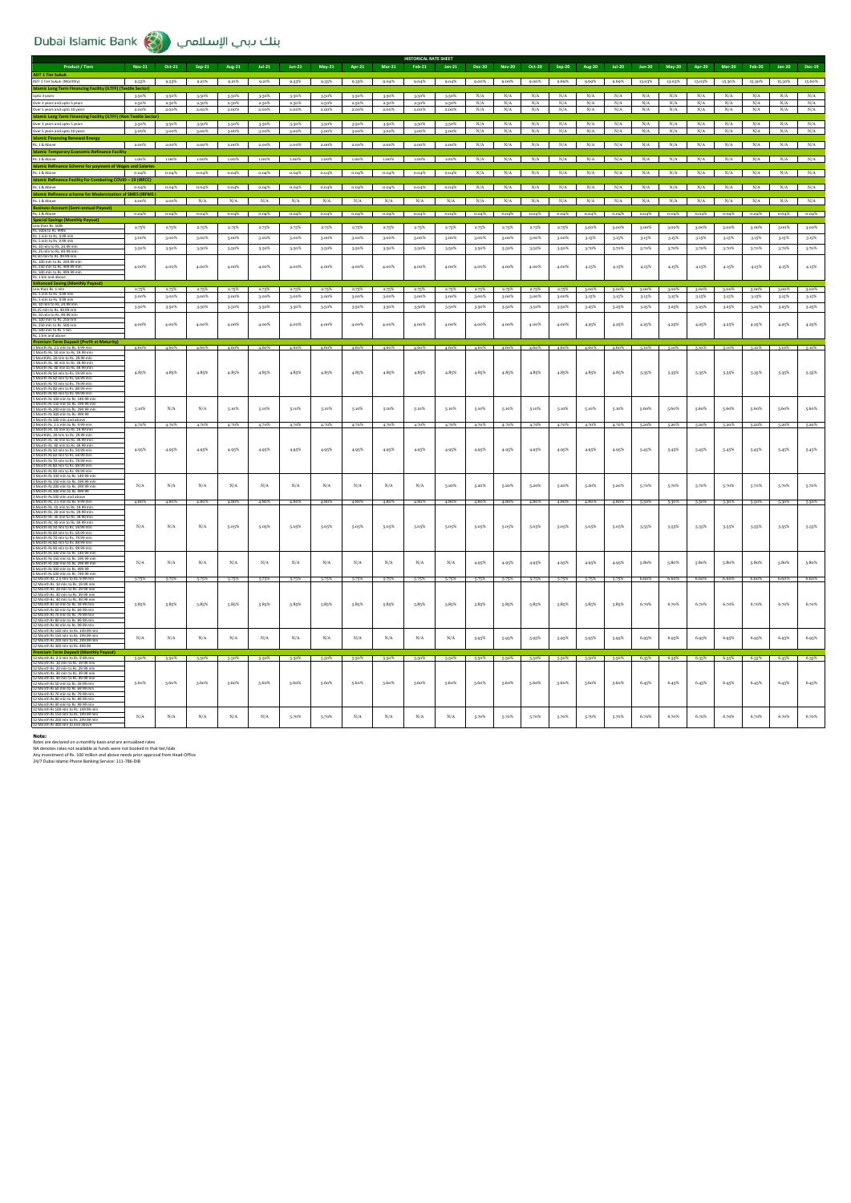# HISTORICAL RATE SHEET

| Product / Tiers | Nov-21 | Oct-21 | Sep-21 | Aug-21 | Jul-21 | Jun-21 | May-21 | Apr-21 | Mar-21 | Feb-21 | Jan-21 | Dec-20 | Nov-20 | Oct-20 | Sep-20 | Aug-20 | Jul-20 | Jun-20 | May-20 | Apr-20 | Mar-20 | Feb-20 | Jan-20 | Dec-19 |
|---|---|---|---|---|---|---|---|---|---|---|---|---|---|---|---|---|---|---|---|---|---|---|---|---|
| **ADT 1 Tier Sukuk** | | | | | | | | | | | | | | | | | | | | | | | | |
| ADT 1 Tier Sukuk (Monthly) | 9.53% | 9.53% | 9.21% | 9.21% | 9.21% | 9.33% | 9.33% | 9.33% | 9.04% | 9.04% | 9.04% | 9.00% | 9.00% | 9.00% | 9.69% | 9.69% | 9.69% | 13.03% | 13.03% | 13.03% | 15.30% | 15.30% | 15.30% | 15.80% |
| **Islamic Long Term Financing Facility (ILTFF) (Textile Sector)** | | | | | | | | | | | | | | | | | | | | | | | | |
| Upto 3 years | 3.50% | 3.50% | 3.50% | 3.50% | 3.50% | 3.50% | 3.50% | 3.50% | 3.50% | 3.50% | 3.50% | N/A | N/A | N/A | N/A | N/A | N/A | N/A | N/A | N/A | N/A | N/A | N/A | N/A |
| Over 3 years and upto 5 years | 2.50% | 2.50% | 2.50% | 2.50% | 2.50% | 2.50% | 2.50% | 2.50% | 2.50% | 2.50% | 2.50% | N/A | N/A | N/A | N/A | N/A | N/A | N/A | N/A | N/A | N/A | N/A | N/A | N/A |
| Over 5 years and upto 10 years | 2.00% | 2.00% | 2.00% | 2.00% | 2.00% | 2.00% | 2.00% | 2.00% | 2.00% | 2.00% | 2.00% | N/A | N/A | N/A | N/A | N/A | N/A | N/A | N/A | N/A | N/A | N/A | N/A | N/A |
| **Islamic Long Term Financing Facility (ILTFF) (Non Textile Sector)** | | | | | | | | | | | | | | | | | | | | | | | | |
| Over 3 years and upto 5 years | 3.50% | 3.50% | 3.50% | 3.50% | 3.50% | 3.50% | 3.50% | 3.50% | 3.50% | 3.50% | 3.50% | N/A | N/A | N/A | N/A | N/A | N/A | N/A | N/A | N/A | N/A | N/A | N/A | N/A |
| Over 5 years and upto 10 years | 3.00% | 3.00% | 3.00% | 3.00% | 3.00% | 3.00% | 3.00% | 3.00% | 3.00% | 3.00% | 3.00% | N/A | N/A | N/A | N/A | N/A | N/A | N/A | N/A | N/A | N/A | N/A | N/A | N/A |
| **Islamic Financing Renewal Energy** | | | | | | | | | | | | | | | | | | | | | | | | |
| Rs. 1 & Above | 2.00% | 2.00% | 2.00% | 2.00% | 2.00% | 2.00% | 2.00% | 2.00% | 2.00% | 2.00% | 2.00% | N/A | N/A | N/A | N/A | N/A | N/A | N/A | N/A | N/A | N/A | N/A | N/A | N/A |
| **Islamic Temporary Economic Refinance Facility** | | | | | | | | | | | | | | | | | | | | | | | | |
| Rs. 1 & Above | 1.00% | 1.00% | 1.00% | 1.00% | 1.00% | 1.00% | 1.00% | 1.00% | 1.00% | 1.00% | 1.00% | N/A | N/A | N/A | N/A | N/A | N/A | N/A | N/A | N/A | N/A | N/A | N/A | N/A |
| **Islamic Refinance Scheme for payment of Wages and Salaries** | | | | | | | | | | | | | | | | | | | | | | | | |
| Rs. 1 & Above | 0.04% | 0.04% | 0.04% | 0.04% | 0.04% | 0.04% | 0.04% | 0.04% | 0.04% | 0.04% | 0.04% | N/A | N/A | N/A | N/A | N/A | N/A | N/A | N/A | N/A | N/A | N/A | N/A | N/A |
| **Islamic Refinance Facility for Combating COVID – 19 (IRFCC)** | | | | | | | | | | | | | | | | | | | | | | | | |
| Rs. 1 & Above | 0.04% | 0.04% | 0.04% | 0.04% | 0.04% | 0.04% | 0.04% | 0.04% | 0.04% | 0.04% | 0.04% | N/A | N/A | N/A | N/A | N/A | N/A | N/A | N/A | N/A | N/A | N/A | N/A | N/A |
| **Islamic Refinance scheme for Modernization of SMEs (IRFMS)** | | | | | | | | | | | | | | | | | | | | | | | | |
| Rs. 1 & Above | 2.00% | 2.00% | N/A | N/A | N/A | N/A | N/A | N/A | N/A | N/A | N/A | N/A | N/A | N/A | N/A | N/A | N/A | N/A | N/A | N/A | N/A | N/A | N/A | N/A |
| **Business Account (Semi-annual Payout)** | | | | | | | | | | | | | | | | | | | | | | | | |
| Rs. 1 & Above | 0.04% | 0.04% | 0.04% | 0.04% | 0.04% | 0.04% | 0.04% | 0.04% | 0.04% | 0.04% | 0.04% | 0.04% | 0.04% | 0.04% | 0.04% | 0.04% | 0.04% | 0.04% | 0.04% | 0.04% | 0.04% | 0.04% | 0.04% | 0.04% |
| **Special Savings (Monthly Payout)** | | | | | | | | | | | | | | | | | | | | | | | | |
| Less than Rs. 100k; Rs. 100k to Rs. 999k | 2.75% | 2.75% | 2.75% | 2.75% | 2.75% | 2.75% | 2.75% | 2.75% | 2.75% | 2.75% | 2.75% | 2.75% | 2.75% | 2.75% | 2.75% | 3.00% | 3.00% | 3.00% | 3.00% | 3.00% | 3.00% | 3.00% | 3.00% | 3.00% |
| Rs. 1 mln to Rs. 4.99 mln; Rs. 5 mln to Rs. 9.99 mln | 3.00% | 3.00% | 3.00% | 3.00% | 3.00% | 3.00% | 3.00% | 3.00% | 3.00% | 3.00% | 3.00% | 3.00% | 3.00% | 3.00% | 3.00% | 3.15% | 3.15% | 3.15% | 3.15% | 3.15% | 3.15% | 3.15% | 3.15% | 3.15% |
| Rs. 10 mln to Rs. 24.99 mln; Rs. 25 mln to Rs. 49.99 mln | 3.50% | 3.50% | 3.50% | 3.50% | 3.50% | 3.50% | 3.50% | 3.50% | 3.50% | 3.50% | 3.50% | 3.50% | 3.50% | 3.50% | 3.50% | 3.70% | 3.70% | 3.70% | 3.70% | 3.70% | 3.70% | 3.70% | 3.70% | 3.70% |
| Rs. 50 mln to Rs. 99.99 mln; Rs. 100 mln to Rs. 249.99 mln; Rs. 250 mln to Rs. 499.99 mln; Rs. 500 mln to Rs. 999.99 mln; Rs. 1 bln and above | 4.00% | 4.00% | 4.00% | 4.00% | 4.00% | 4.00% | 4.00% | 4.00% | 4.00% | 4.00% | 4.00% | 4.00% | 4.00% | 4.00% | 4.00% | 4.15% | 4.15% | 4.15% | 4.15% | 4.15% | 4.15% | 4.15% | 4.15% | 4.15% |
| **Enhanced Saving (Monthly Payout)** | | | | | | | | | | | | | | | | | | | | | | | | |
| Less than Rs. 1 mln | 2.75% | 2.75% | 2.75% | 2.75% | 2.75% | 2.75% | 2.75% | 2.75% | 2.75% | 2.75% | 2.75% | 2.75% | 2.75% | 2.75% | 2.75% | 3.00% | 3.00% | 3.00% | 3.00% | 3.00% | 3.00% | 3.00% | 3.00% | 3.00% |
| Rs. 1 mln to Rs. 4.99 mln; Rs. 5 mln to Rs. 9.99 mln | 3.00% | 3.00% | 3.00% | 3.00% | 3.00% | 3.00% | 3.00% | 3.00% | 3.00% | 3.00% | 3.00% | 3.00% | 3.00% | 3.00% | 3.00% | 3.15% | 3.15% | 3.15% | 3.15% | 3.15% | 3.15% | 3.15% | 3.15% | 3.15% |
| Rs. 10 mln to Rs. 24.99 mln; Rs. 25 mln to Rs. 49.99 mln | 3.50% | 3.50% | 3.50% | 3.50% | 3.50% | 3.50% | 3.50% | 3.50% | 3.50% | 3.50% | 3.50% | 3.50% | 3.50% | 3.50% | 3.50% | 3.25% | 3.25% | 3.25% | 3.25% | 3.25% | 3.25% | 3.25% | 3.25% | 3.25% |
| Rs. 50 mln to Rs. 99.99 mln; Rs. 100 mln to Rs. 249.99 mln; Rs. 250 mln to Rs. 499.99 mln; Rs. 500 mln to Rs. 1 bln; Rs. 1 bln and above | 4.00% | 4.00% | 4.00% | 4.00% | 4.00% | 4.00% | 4.00% | 4.00% | 4.00% | 4.00% | 4.00% | 4.00% | 4.00% | 4.00% | 4.00% | 4.25% | 4.25% | 4.25% | 4.25% | 4.25% | 4.25% | 4.25% | 4.25% | 4.25% |
| **Premium Term Deposit (Profit at Maturity)** | | | | | | | | | | | | | | | | | | | | | | | | |
| 1 Month Rs. 2.5 mln to Rs. 9.99 mln | 4.60% | 4.60% | 4.60% | 4.60% | 4.60% | 4.60% | 4.60% | 4.60% | 4.60% | 4.60% | 4.60% | 4.60% | 4.60% | 4.60% | 4.60% | 4.60% | 4.60% | 5.10% | 5.10% | 5.10% | 5.10% | 5.10% | 5.10% | 5.10% |
| 1 Month Rs. 10 mln to Rs. 19.99 mln; 1 Month Rs. 20 mln to Rs. 29.99 mln; 1 Month Rs. 30 mln to Rs. 39.99 mln; 1 Month Rs. 40 mln to Rs. 49.99 mln; 1 Month Rs. 50 mln to Rs. 59.99 mln; 1 Month Rs. 60 mln to Rs. 69.99 mln; 1 Month Rs. 70 mln to Rs. 79.99 mln; 1 Month Rs. 80 mln to Rs. 89.99 mln; 1 Month Rs. 90 mln to Rs. 99.99 mln | 4.85% | 4.85% | 4.85% | 4.85% | 4.85% | 4.85% | 4.85% | 4.85% | 4.85% | 4.85% | 4.85% | 4.85% | 4.85% | 4.85% | 4.85% | 4.85% | 4.85% | 5.35% | 5.35% | 5.35% | 5.35% | 5.35% | 5.35% | 5.35% |
| 1 Month Rs. 100 mln to Rs. 149.99 mln; 1 Month Rs. 150 mln to Rs. 199.99 mln; 1 Month Rs. 200 mln to Rs. 299.99 mln; 1 Month Rs. 300 mln to Rs. 499.99; 1 Month Rs. 500 mln and above | 5.10% | N/A | N/A | N/A | 5.10% | 5.10% | 5.10% | 5.10% | 5.10% | 5.10% | 5.10% | 5.10% | 5.10% | 5.10% | 5.10% | 5.10% | 5.10% | 5.60% | 5.60% | 5.60% | 5.60% | 5.60% | 5.60% | 5.60% |
| 3 Month Rs. 2.5 mln to Rs. 9.99 mln | 4.70% | 4.70% | 4.70% | 4.70% | 4.70% | 4.70% | 4.70% | 4.70% | 4.70% | 4.70% | 4.70% | 4.70% | 4.70% | 4.70% | 4.70% | 4.70% | 4.70% | 5.20% | 5.20% | 5.20% | 5.20% | 5.20% | 5.20% | 5.20% |
| 3 Month Rs. 10 mln to Rs. 19.99 mln; 3 Month Rs. 20 mln to Rs. 29.99 mln; 3 Month Rs. 30 mln to Rs. 39.99 mln; 3 Month Rs. 40 mln to Rs. 49.99 mln; 3 Month Rs. 50 mln to Rs. 59.99 mln; 3 Month Rs. 60 mln to Rs. 69.99 mln; 3 Month Rs. 70 mln to Rs. 79.99 mln; 3 Month Rs. 80 mln to Rs. 89.99 mln; 3 Month Rs. 90 mln to Rs. 99.99 mln | 4.95% | 4.95% | 4.95% | 4.95% | 4.95% | 4.95% | 4.95% | 4.95% | 4.95% | 4.95% | 4.95% | 4.95% | 4.95% | 4.95% | 4.95% | 4.95% | 4.95% | 5.45% | 5.45% | 5.45% | 5.45% | 5.45% | 5.45% | 5.45% |
| 3 Month Rs. 100 mln to Rs. 149.99 mln; 3 Month Rs. 150 mln to Rs. 199.99 mln; 3 Month Rs. 200 mln to Rs. 299.99 mln; 3 Month Rs. 300 mln to Rs. 499.99; 3 Month Rs. 500 mln and above | N/A | N/A | N/A | N/A | N/A | N/A | N/A | N/A | N/A | N/A | 5.20% | 5.20% | 5.20% | 5.20% | 5.20% | 5.20% | 5.20% | 5.70% | 5.70% | 5.70% | 5.70% | 5.70% | 5.70% | 5.70% |
| 6 Month Rs. 2.5 mln to Rs. 9.99 mln | 4.80% | 4.80% | 4.80% | 4.80% | 4.80% | 4.80% | 4.80% | 4.80% | 4.80% | 4.80% | 4.80% | 4.80% | 4.80% | 4.80% | 4.80% | 4.80% | 4.80% | 5.30% | 5.30% | 5.30% | 5.30% | 5.30% | 5.30% | 5.30% |
| 6 Month Rs. 10 mln to Rs. 19.99 mln; 6 Month Rs. 20 mln to Rs. 29.99 mln; 6 Month Rs. 30 mln to Rs. 39.99 mln; 6 Month Rs. 40 mln to Rs. 49.99 mln; 6 Month Rs. 50 mln to Rs. 59.99 mln; 6 Month Rs. 60 mln to Rs. 69.99 mln; 6 Month Rs. 70 mln to Rs. 79.99 mln; 6 Month Rs. 80 mln to Rs. 89.99 mln; 6 Month Rs. 90 mln to Rs. 99.99 mln | N/A | N/A | N/A | 5.05% | 5.05% | 5.05% | 5.05% | 5.05% | 5.05% | 5.05% | 5.05% | 5.05% | 5.05% | 5.05% | 5.05% | 5.05% | 5.05% | 5.55% | 5.55% | 5.55% | 5.55% | 5.55% | 5.55% | 5.55% |
| 6 Month Rs. 100 mln to Rs. 149.99 mln; 6 Month Rs. 150 mln to Rs. 199.99 mln; 6 Month Rs. 200 mln to Rs. 299.99 mln; 6 Month Rs. 300 mln to Rs. 499.99; 6 Month Rs. 500 mln to Rs. 749.99 mln | N/A | N/A | N/A | N/A | N/A | N/A | N/A | N/A | N/A | N/A | N/A | 4.95% | 4.95% | 4.95% | 4.95% | 4.95% | 4.95% | 5.80% | 5.80% | 5.80% | 5.80% | 5.80% | 5.80% | 5.80% |
| 12 Month Rs. 2.5 mln to Rs. 9.99 mln | 5.75% | 5.75% | 5.75% | 5.75% | 5.75% | 5.75% | 5.75% | 5.75% | 5.75% | 5.75% | 5.75% | 5.75% | 5.75% | 5.75% | 5.75% | 5.75% | 5.75% | 6.60% | 6.60% | 6.60% | 6.60% | 6.60% | 6.60% | 6.60% |
| 12 Month Rs. 10 mln to Rs. 19.99 mln; 12 Month Rs. 20 mln to Rs. 29.99 mln; 12 Month Rs. 30 mln to Rs. 39.99 mln; 12 Month Rs. 40 mln to Rs. 49.99 mln; 12 Month Rs. 50 mln to Rs. 59.99 mln; 12 Month Rs. 60 mln to Rs. 69.99 mln; 12 Month Rs. 70 mln to Rs. 79.99 mln; 12 Month Rs. 80 mln to Rs. 89.99 mln; 12 Month Rs. 90 mln to Rs. 99.99 mln | 5.85% | 5.85% | 5.85% | 5.85% | 5.85% | 5.85% | 5.85% | 5.85% | 5.85% | 5.85% | 5.85% | 5.85% | 5.85% | 5.85% | 5.85% | 5.85% | 5.85% | 6.70% | 6.70% | 6.70% | 6.70% | 6.70% | 6.70% | 6.70% |
| 12 Month Rs. 100 mln to Rs. 149.99 mln; 12 Month Rs. 150 mln to Rs. 199.99 mln; 12 Month Rs. 200 mln to Rs. 299.99 mln; 12 Month Rs. 300 mln to Rs. 499.99 | N/A | N/A | N/A | N/A | N/A | N/A | N/A | N/A | N/A | N/A | N/A | 5.95% | 5.95% | 5.95% | 5.95% | 5.95% | 5.95% | 6.95% | 6.95% | 6.95% | 6.95% | 6.95% | 6.95% | 6.95% |
| **Premium Term Deposit (Monthly Payout)** | | | | | | | | | | | | | | | | | | | | | | | | |
| 12 Month Rs. 2.5 mln to Rs. 9.99 mln | 5.50% | 5.50% | 5.50% | 5.50% | 5.50% | 5.50% | 5.50% | 5.50% | 5.50% | 5.50% | 5.50% | 5.50% | 5.50% | 5.50% | 5.50% | 5.50% | 5.50% | 6.35% | 6.35% | 6.35% | 6.35% | 6.35% | 6.35% | 6.35% |
| 12 Month Rs. 10 mln to Rs. 19.99 mln; 12 Month Rs. 20 mln to Rs. 29.99 mln; 12 Month Rs. 30 mln to Rs. 39.99 mln; 12 Month Rs. 40 mln to Rs. 49.99 mln; 12 Month Rs. 50 mln to Rs. 59.99 mln; 12 Month Rs. 60 mln to Rs. 69.99 mln; 12 Month Rs. 70 mln to Rs. 79.99 mln; 12 Month Rs. 80 mln to Rs. 89.99 mln; 12 Month Rs. 90 mln to Rs. 99.99 mln | 5.60% | 5.60% | 5.60% | 5.60% | 5.60% | 5.60% | 5.60% | 5.60% | 5.60% | 5.60% | 5.60% | 5.60% | 5.60% | 5.60% | 5.60% | 5.60% | 5.60% | 6.45% | 6.45% | 6.45% | 6.45% | 6.45% | 6.45% | 6.45% |
| 12 Month Rs. 100 mln to Rs. 149.99 mln; 12 Month Rs. 150 mln to Rs. 199.99 mln; 12 Month Rs. 200 mln to Rs. 299.99 mln; 12 Month Rs. 300 mln to 500 and above | N/A | N/A | N/A | N/A | N/A | 5.70% | 5.70% | N/A | N/A | N/A | N/A | 5.70% | 5.70% | 5.70% | 5.70% | 5.70% | 5.70% | 6.70% | 6.70% | 6.70% | 6.70% | 6.70% | 6.70% | 6.70% |

**Note:**

Rates are declared on a monthly basis and are annualized rates

NA denotes rates not available as funds were not booked in that tier/slab

Any investment of Rs. 100 million and above needs prior approval from Head-Office

24/7 Dubai Islamic Phone Banking Service: 111-786-DIB